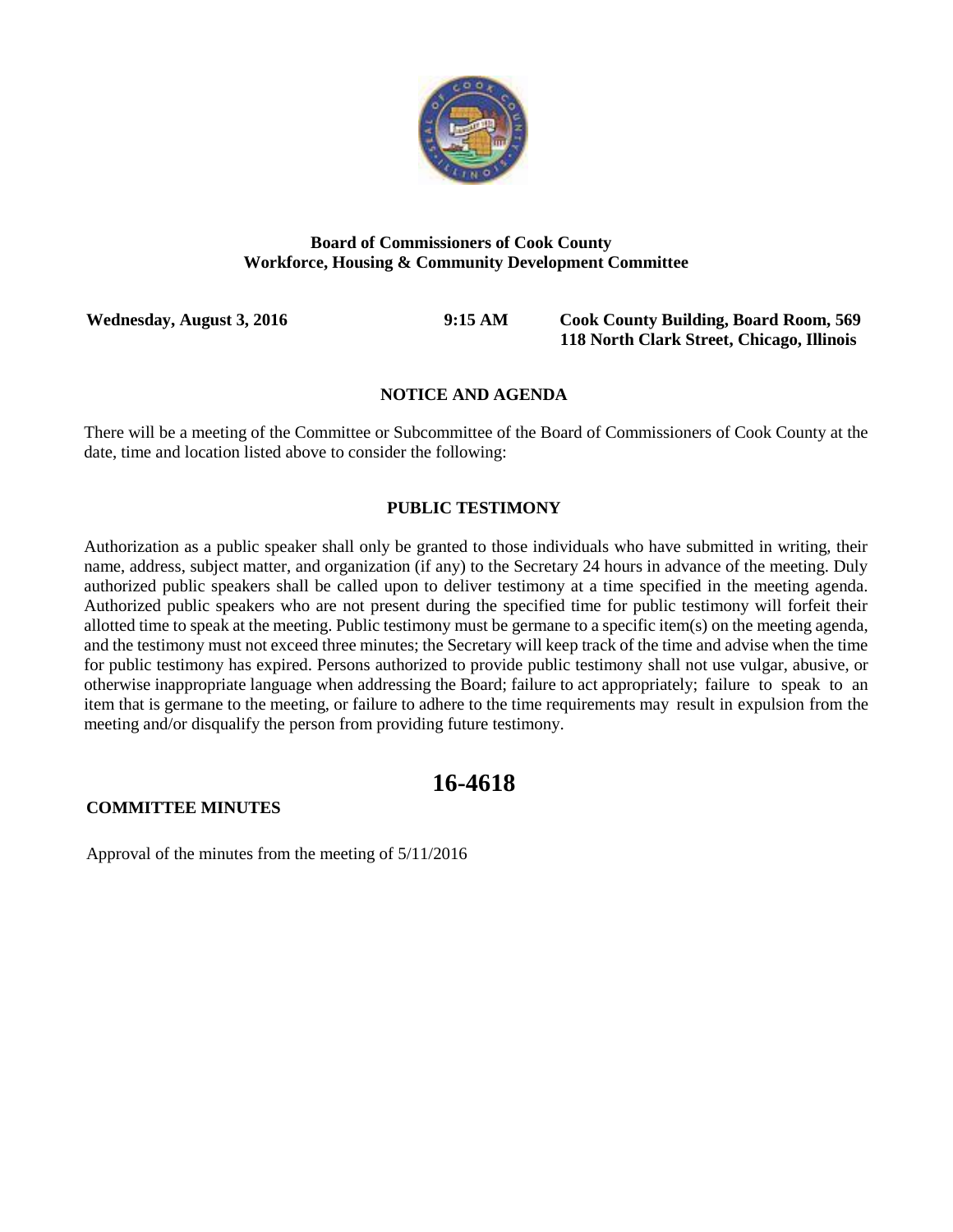**Board of Commissioners of Cook County**
**Workforce, Housing & Community Development Committee**

**Wednesday, August 3, 2016** | **9:15 AM** | **Cook County Building, Board Room, 569 118 North Clark Street, Chicago, Illinois**

## NOTICE AND AGENDA

There will be a meeting of the Committee or Subcommittee of the Board of Commissioners of Cook County at the date, time and location listed above to consider the following:

## PUBLIC TESTIMONY

Authorization as a public speaker shall only be granted to those individuals who have submitted in writing, their name, address, subject matter, and organization (if any) to the Secretary 24 hours in advance of the meeting. Duly authorized public speakers shall be called upon to deliver testimony at a time specified in the meeting agenda. Authorized public speakers who are not present during the specified time for public testimony will forfeit their allotted time to speak at the meeting. Public testimony must be germane to a specific item(s) on the meeting agenda, and the testimony must not exceed three minutes; the Secretary will keep track of the time and advise when the time for public testimony has expired. Persons authorized to provide public testimony shall not use vulgar, abusive, or otherwise inappropriate language when addressing the Board; failure to act appropriately; failure to speak to an item that is germane to the meeting, or failure to adhere to the time requirements may result in expulsion from the meeting and/or disqualify the person from providing future testimony.

# 16-4618

**COMMITTEE MINUTES**

Approval of the minutes from the meeting of 5/11/2016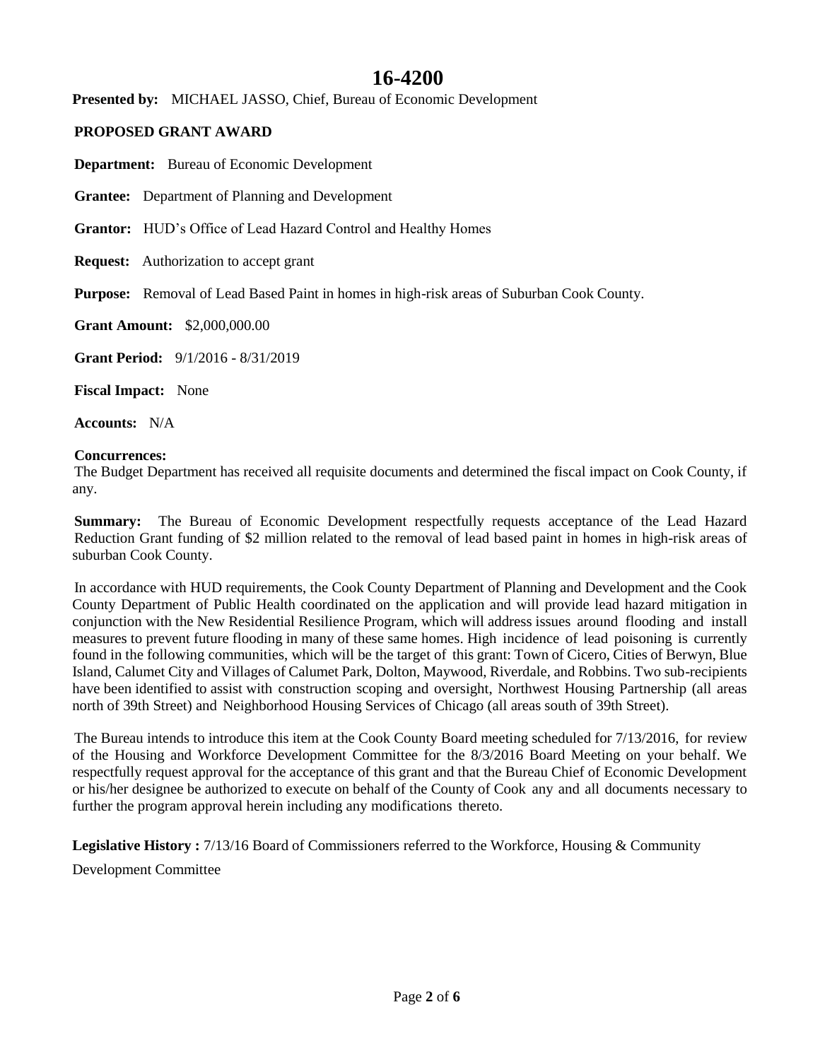# 16-4200

**Presented by:** MICHAEL JASSO, Chief, Bureau of Economic Development

**PROPOSED GRANT AWARD**

**Department:** Bureau of Economic Development

**Grantee:** Department of Planning and Development

**Grantor:** HUD's Office of Lead Hazard Control and Healthy Homes

**Request:** Authorization to accept grant

**Purpose:** Removal of Lead Based Paint in homes in high-risk areas of Suburban Cook County.

**Grant Amount:** $2,000,000.00

**Grant Period:** 9/1/2016 - 8/31/2019

**Fiscal Impact:** None

**Accounts:** N/A

**Concurrences:**

The Budget Department has received all requisite documents and determined the fiscal impact on Cook County, if any.

**Summary:** The Bureau of Economic Development respectfully requests acceptance of the Lead Hazard Reduction Grant funding of $2 million related to the removal of lead based paint in homes in high-risk areas of suburban Cook County.

In accordance with HUD requirements, the Cook County Department of Planning and Development and the Cook County Department of Public Health coordinated on the application and will provide lead hazard mitigation in conjunction with the New Residential Resilience Program, which will address issues around flooding and install measures to prevent future flooding in many of these same homes. High incidence of lead poisoning is currently found in the following communities, which will be the target of this grant: Town of Cicero, Cities of Berwyn, Blue Island, Calumet City and Villages of Calumet Park, Dolton, Maywood, Riverdale, and Robbins. Two sub-recipients have been identified to assist with construction scoping and oversight, Northwest Housing Partnership (all areas north of 39th Street) and Neighborhood Housing Services of Chicago (all areas south of 39th Street).

The Bureau intends to introduce this item at the Cook County Board meeting scheduled for 7/13/2016, for review of the Housing and Workforce Development Committee for the 8/3/2016 Board Meeting on your behalf. We respectfully request approval for the acceptance of this grant and that the Bureau Chief of Economic Development or his/her designee be authorized to execute on behalf of the County of Cook any and all documents necessary to further the program approval herein including any modifications thereto.

**Legislative History :** 7/13/16 Board of Commissioners referred to the Workforce, Housing & Community Development Committee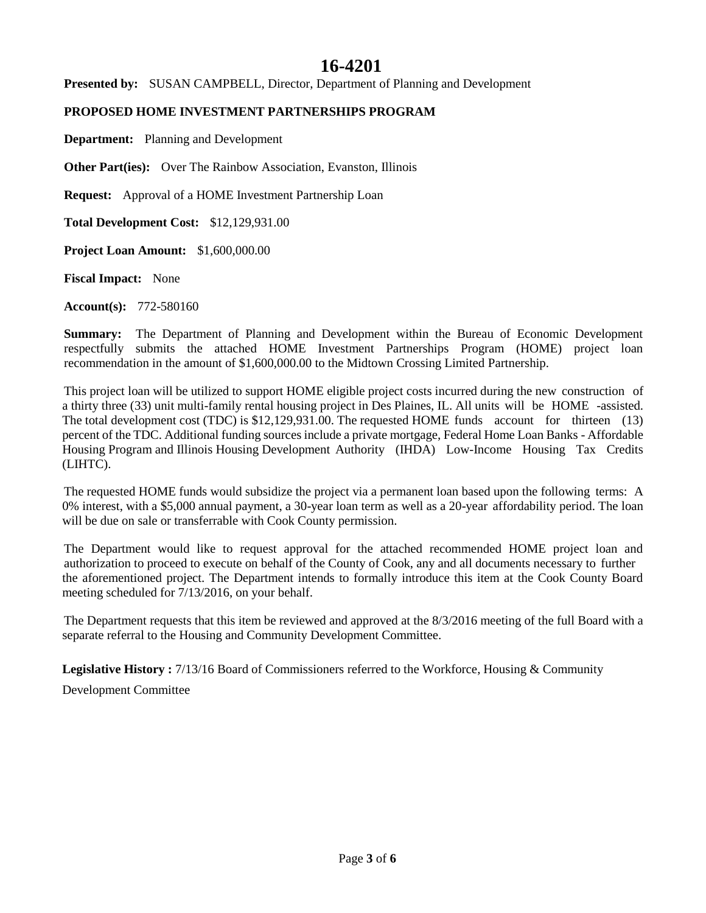# 16-4201

**Presented by:** SUSAN CAMPBELL, Director, Department of Planning and Development

**PROPOSED HOME INVESTMENT PARTNERSHIPS PROGRAM**

**Department:** Planning and Development

**Other Part(ies):** Over The Rainbow Association, Evanston, Illinois

**Request:** Approval of a HOME Investment Partnership Loan

**Total Development Cost:** $12,129,931.00

**Project Loan Amount:** $1,600,000.00

**Fiscal Impact:** None

**Account(s):** 772-580160

**Summary:** The Department of Planning and Development within the Bureau of Economic Development respectfully submits the attached HOME Investment Partnerships Program (HOME) project loan recommendation in the amount of $1,600,000.00 to the Midtown Crossing Limited Partnership.

This project loan will be utilized to support HOME eligible project costs incurred during the new construction of a thirty three (33) unit multi-family rental housing project in Des Plaines, IL. All units will be HOME -assisted. The total development cost (TDC) is $12,129,931.00. The requested HOME funds account for thirteen (13) percent of the TDC. Additional funding sources include a private mortgage, Federal Home Loan Banks - Affordable Housing Program and Illinois Housing Development Authority (IHDA) Low-Income Housing Tax Credits (LIHTC).

The requested HOME funds would subsidize the project via a permanent loan based upon the following terms: A 0% interest, with a $5,000 annual payment, a 30-year loan term as well as a 20-year affordability period. The loan will be due on sale or transferrable with Cook County permission.

The Department would like to request approval for the attached recommended HOME project loan and authorization to proceed to execute on behalf of the County of Cook, any and all documents necessary to further the aforementioned project. The Department intends to formally introduce this item at the Cook County Board meeting scheduled for 7/13/2016, on your behalf.

The Department requests that this item be reviewed and approved at the 8/3/2016 meeting of the full Board with a separate referral to the Housing and Community Development Committee.

**Legislative History :** 7/13/16 Board of Commissioners referred to the Workforce, Housing & Community Development Committee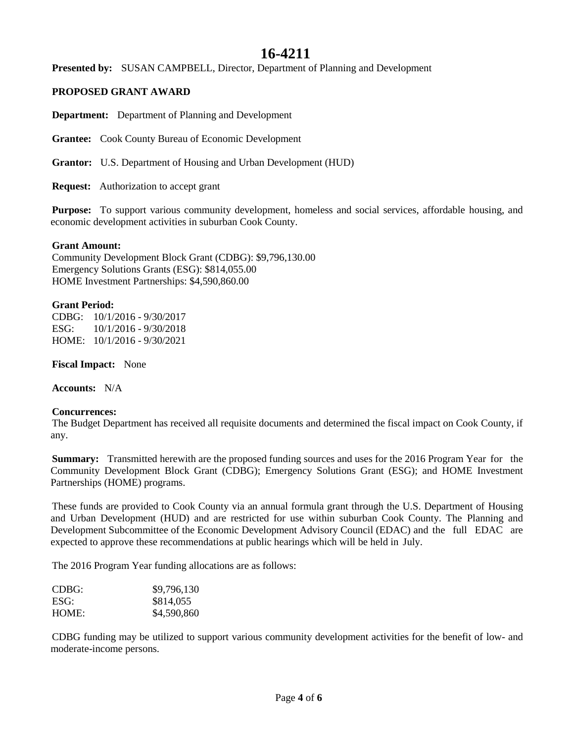# 16-4211

**Presented by:** SUSAN CAMPBELL, Director, Department of Planning and Development

**PROPOSED GRANT AWARD**

**Department:** Department of Planning and Development

**Grantee:** Cook County Bureau of Economic Development

**Grantor:** U.S. Department of Housing and Urban Development (HUD)

**Request:** Authorization to accept grant

**Purpose:** To support various community development, homeless and social services, affordable housing, and economic development activities in suburban Cook County.

**Grant Amount:**
Community Development Block Grant (CDBG): $9,796,130.00
Emergency Solutions Grants (ESG): $814,055.00
HOME Investment Partnerships: $4,590,860.00

**Grant Period:**
CDBG: 10/1/2016 - 9/30/2017
ESG: 10/1/2016 - 9/30/2018
HOME: 10/1/2016 - 9/30/2021

**Fiscal Impact:** None

**Accounts:** N/A

**Concurrences:**
The Budget Department has received all requisite documents and determined the fiscal impact on Cook County, if any.

**Summary:** Transmitted herewith are the proposed funding sources and uses for the 2016 Program Year for the Community Development Block Grant (CDBG); Emergency Solutions Grant (ESG); and HOME Investment Partnerships (HOME) programs.

These funds are provided to Cook County via an annual formula grant through the U.S. Department of Housing and Urban Development (HUD) and are restricted for use within suburban Cook County. The Planning and Development Subcommittee of the Economic Development Advisory Council (EDAC) and the full EDAC are expected to approve these recommendations at public hearings which will be held in July.

The 2016 Program Year funding allocations are as follows:

CDBG: $9,796,130
ESG: $814,055
HOME: $4,590,860

CDBG funding may be utilized to support various community development activities for the benefit of low- and moderate-income persons.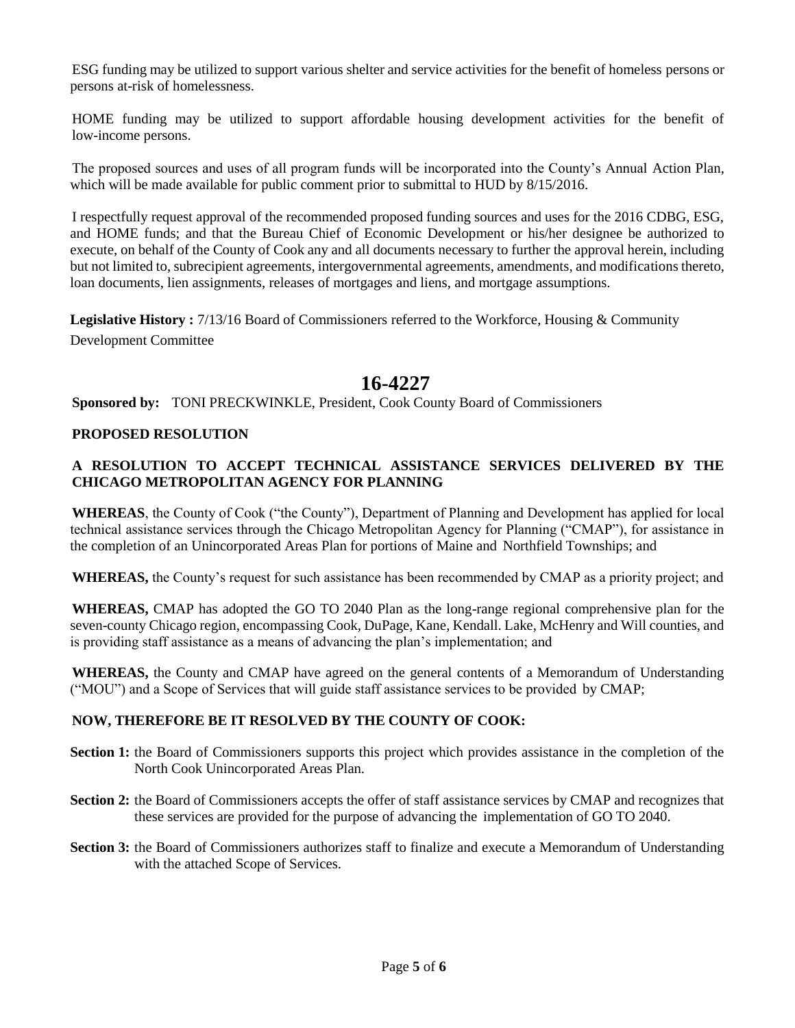ESG funding may be utilized to support various shelter and service activities for the benefit of homeless persons or persons at-risk of homelessness.

HOME funding may be utilized to support affordable housing development activities for the benefit of low-income persons.

The proposed sources and uses of all program funds will be incorporated into the County's Annual Action Plan, which will be made available for public comment prior to submittal to HUD by 8/15/2016.

I respectfully request approval of the recommended proposed funding sources and uses for the 2016 CDBG, ESG, and HOME funds; and that the Bureau Chief of Economic Development or his/her designee be authorized to execute, on behalf of the County of Cook any and all documents necessary to further the approval herein, including but not limited to, subrecipient agreements, intergovernmental agreements, amendments, and modifications thereto, loan documents, lien assignments, releases of mortgages and liens, and mortgage assumptions.

**Legislative History :** 7/13/16 Board of Commissioners referred to the Workforce, Housing & Community Development Committee

# 16-4227

**Sponsored by:** TONI PRECKWINKLE, President, Cook County Board of Commissioners

**PROPOSED RESOLUTION**

**A RESOLUTION TO ACCEPT TECHNICAL ASSISTANCE SERVICES DELIVERED BY THE CHICAGO METROPOLITAN AGENCY FOR PLANNING**

**WHEREAS**, the County of Cook ("the County"), Department of Planning and Development has applied for local technical assistance services through the Chicago Metropolitan Agency for Planning ("CMAP"), for assistance in the completion of an Unincorporated Areas Plan for portions of Maine and Northfield Townships; and

**WHEREAS,** the County's request for such assistance has been recommended by CMAP as a priority project; and

**WHEREAS,** CMAP has adopted the GO TO 2040 Plan as the long-range regional comprehensive plan for the seven-county Chicago region, encompassing Cook, DuPage, Kane, Kendall. Lake, McHenry and Will counties, and is providing staff assistance as a means of advancing the plan's implementation; and

**WHEREAS,** the County and CMAP have agreed on the general contents of a Memorandum of Understanding ("MOU") and a Scope of Services that will guide staff assistance services to be provided by CMAP;

**NOW, THEREFORE BE IT RESOLVED BY THE COUNTY OF COOK:**

**Section 1:** the Board of Commissioners supports this project which provides assistance in the completion of the North Cook Unincorporated Areas Plan.

**Section 2:** the Board of Commissioners accepts the offer of staff assistance services by CMAP and recognizes that these services are provided for the purpose of advancing the implementation of GO TO 2040.

**Section 3:** the Board of Commissioners authorizes staff to finalize and execute a Memorandum of Understanding with the attached Scope of Services.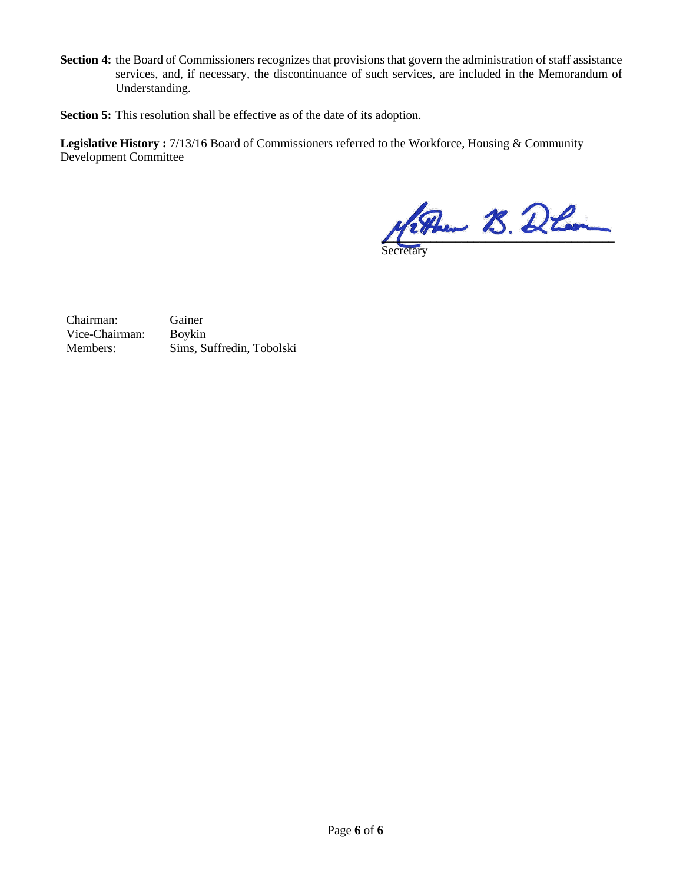**Section 4:** the Board of Commissioners recognizes that provisions that govern the administration of staff assistance services, and, if necessary, the discontinuance of such services, are included in the Memorandum of Understanding.

**Section 5:** This resolution shall be effective as of the date of its adoption.

**Legislative History :** 7/13/16 Board of Commissioners referred to the Workforce, Housing & Community Development Committee

Secretary

| | |
|---|---|
| Chairman: | Gainer |
| Vice-Chairman: | Boykin |
| Members: | Sims, Suffredin, Tobolski |